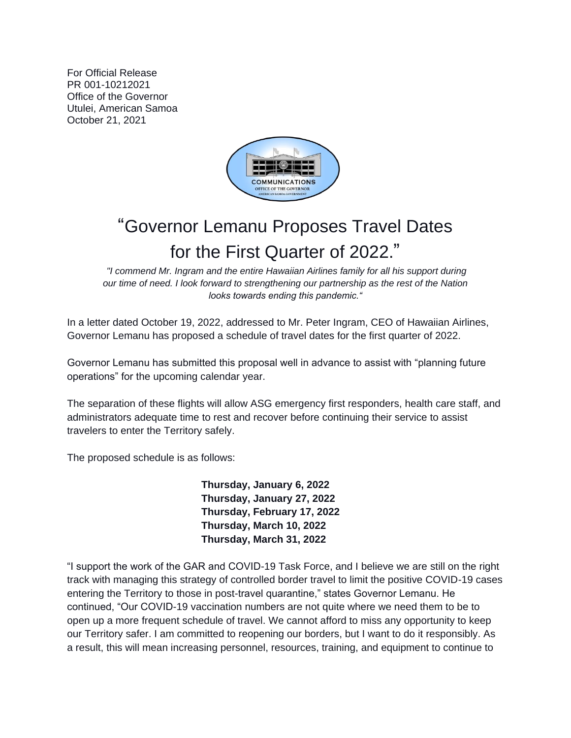For Official Release
PR 001-10212021
Office of the Governor
Utulei, American Samoa
October 21, 2021

# "Governor Lemanu Proposes Travel Dates for the First Quarter of 2022."

*"I commend Mr. Ingram and the entire Hawaiian Airlines family for all his support during our time of need. I look forward to strengthening our partnership as the rest of the Nation looks towards ending this pandemic."*

In a letter dated October 19, 2022, addressed to Mr. Peter Ingram, CEO of Hawaiian Airlines, Governor Lemanu has proposed a schedule of travel dates for the first quarter of 2022.

Governor Lemanu has submitted this proposal well in advance to assist with "planning future operations" for the upcoming calendar year.

The separation of these flights will allow ASG emergency first responders, health care staff, and administrators adequate time to rest and recover before continuing their service to assist travelers to enter the Territory safely.

The proposed schedule is as follows:

**Thursday, January 6, 2022**
**Thursday, January 27, 2022**
**Thursday, February 17, 2022**
**Thursday, March 10, 2022**
**Thursday, March 31, 2022**

"I support the work of the GAR and COVID-19 Task Force, and I believe we are still on the right track with managing this strategy of controlled border travel to limit the positive COVID-19 cases entering the Territory to those in post-travel quarantine," states Governor Lemanu. He continued, "Our COVID-19 vaccination numbers are not quite where we need them to be to open up a more frequent schedule of travel. We cannot afford to miss any opportunity to keep our Territory safer. I am committed to reopening our borders, but I want to do it responsibly. As a result, this will mean increasing personnel, resources, training, and equipment to continue to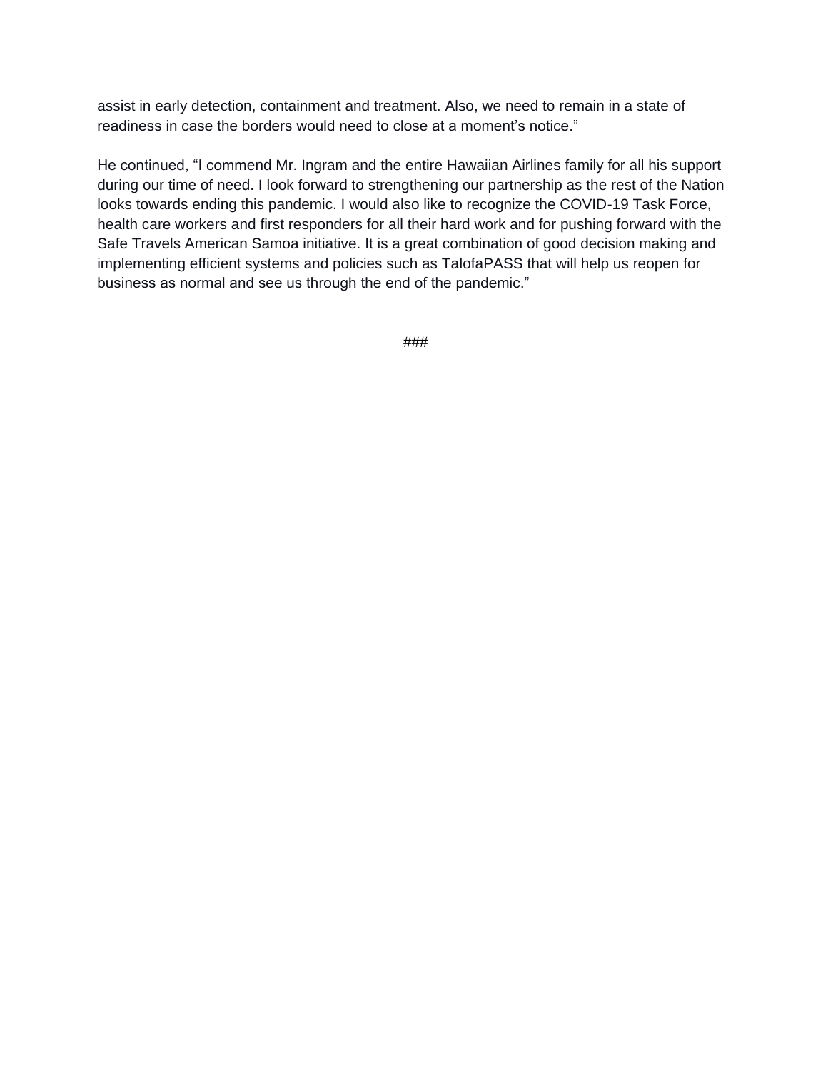assist in early detection, containment and treatment. Also, we need to remain in a state of readiness in case the borders would need to close at a moment's notice."

He continued, "I commend Mr. Ingram and the entire Hawaiian Airlines family for all his support during our time of need. I look forward to strengthening our partnership as the rest of the Nation looks towards ending this pandemic. I would also like to recognize the COVID-19 Task Force, health care workers and first responders for all their hard work and for pushing forward with the Safe Travels American Samoa initiative. It is a great combination of good decision making and implementing efficient systems and policies such as TalofaPASS that will help us reopen for business as normal and see us through the end of the pandemic."

###